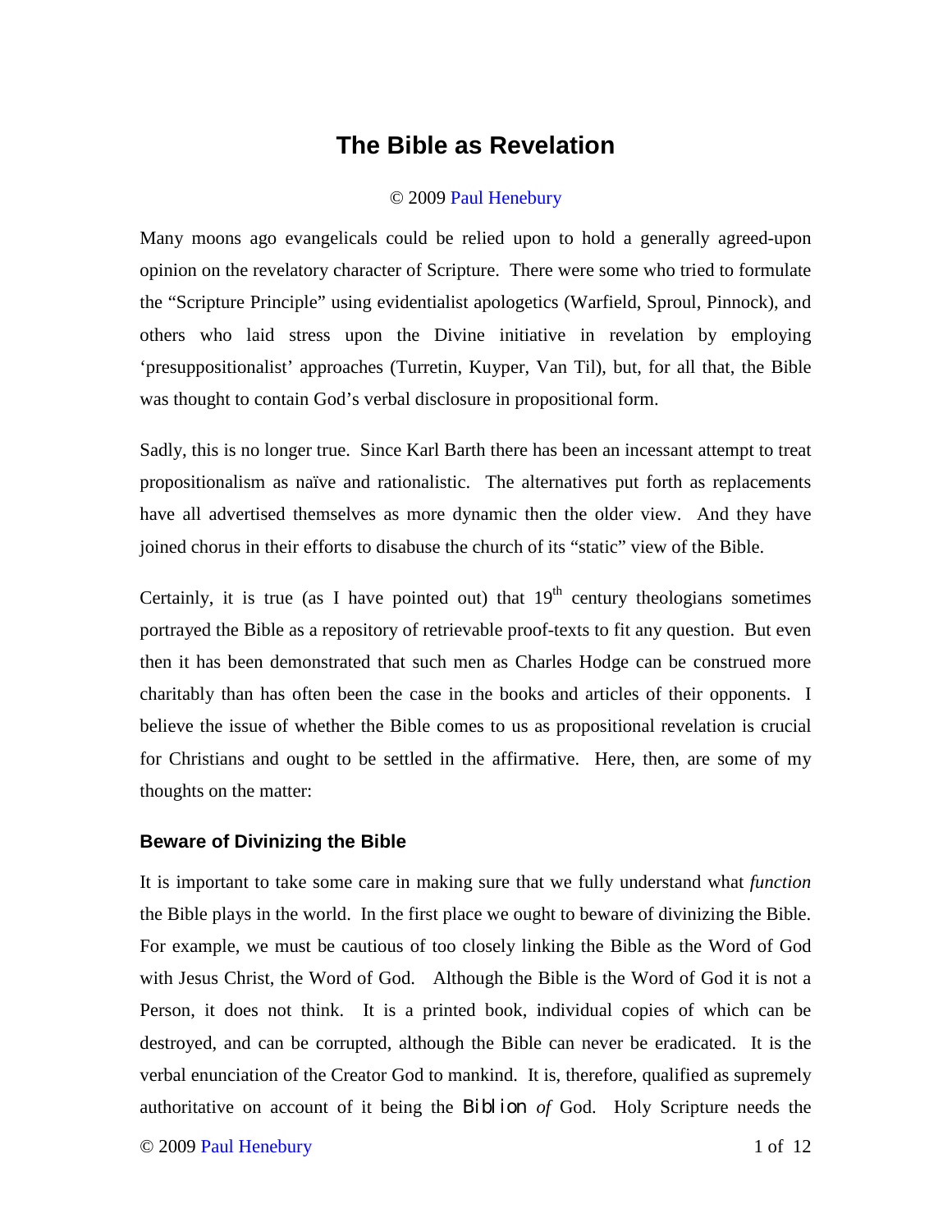# The Bible as Revelation

© 2009 Paul Henebury

Many moons ago evangelicals could be relied upon to hold a generally agreed-upon opinion on the revelatory character of Scripture. There were some who tried to formulate the "Scripture Principle" using evidentialist apologetics (Warfield, Sproul, Pinnock), and others who laid stress upon the Divine initiative in revelation by employing 'presuppositionalist' approaches (Turretin, Kuyper, Van Til), but, for all that, the Bible was thought to contain God's verbal disclosure in propositional form.

Sadly, this is no longer true. Since Karl Barth there has been an incessant attempt to treat propositionalism as naïve and rationalistic. The alternatives put forth as replacements have all advertised themselves as more dynamic then the older view. And they have joined chorus in their efforts to disabuse the church of its "static" view of the Bible.

Certainly, it is true (as I have pointed out) that 19th century theologians sometimes portrayed the Bible as a repository of retrievable proof-texts to fit any question. But even then it has been demonstrated that such men as Charles Hodge can be construed more charitably than has often been the case in the books and articles of their opponents. I believe the issue of whether the Bible comes to us as propositional revelation is crucial for Christians and ought to be settled in the affirmative. Here, then, are some of my thoughts on the matter:

### Beware of Divinizing the Bible

It is important to take some care in making sure that we fully understand what *function* the Bible plays in the world. In the first place we ought to beware of divinizing the Bible. For example, we must be cautious of too closely linking the Bible as the Word of God with Jesus Christ, the Word of God. Although the Bible is the Word of God it is not a Person, it does not think. It is a printed book, individual copies of which can be destroyed, and can be corrupted, although the Bible can never be eradicated. It is the verbal enunciation of the Creator God to mankind. It is, therefore, qualified as supremely authoritative on account of it being the Biblion *of* God. Holy Scripture needs the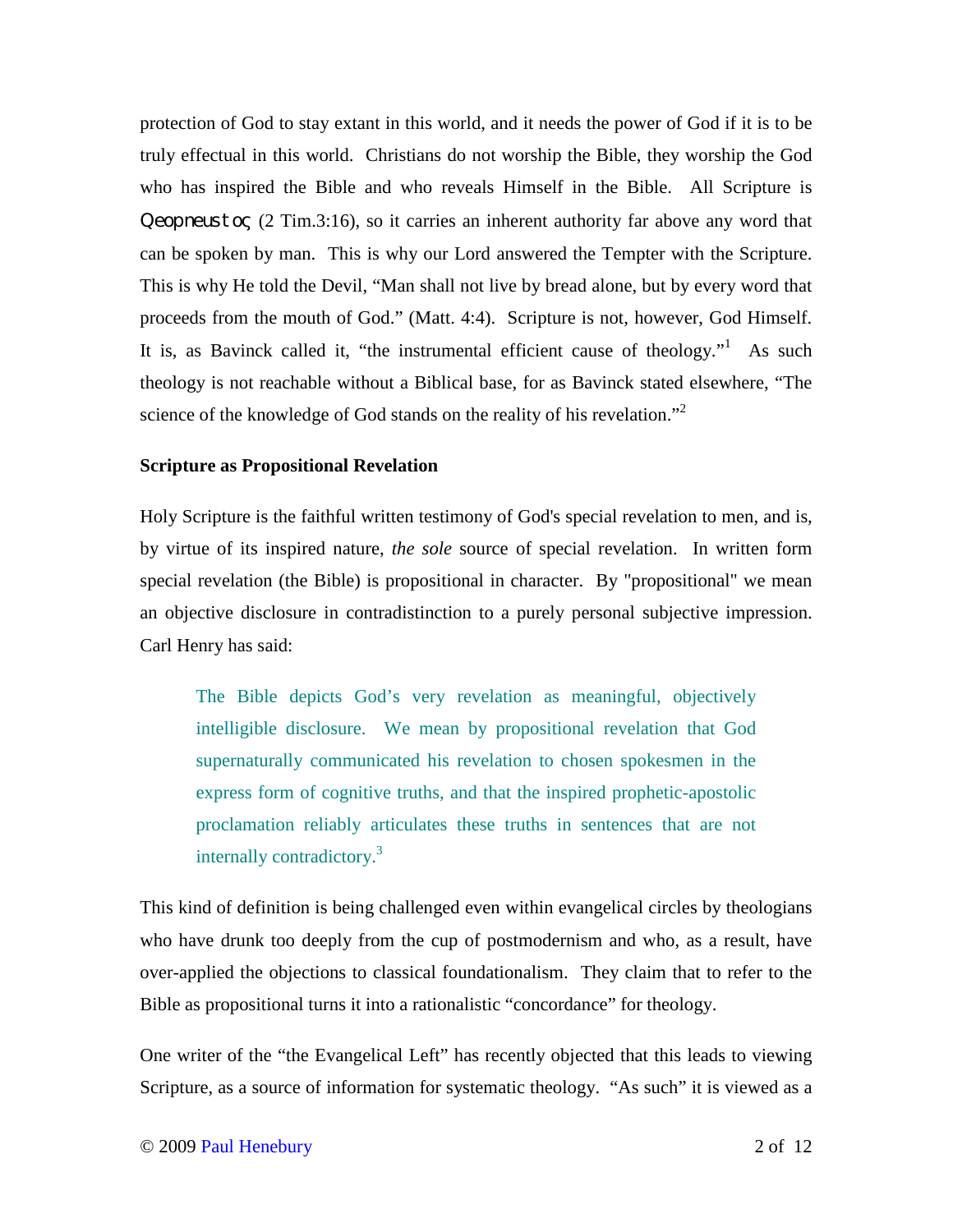protection of God to stay extant in this world, and it needs the power of God if it is to be truly effectual in this world. Christians do not worship the Bible, they worship the God who has inspired the Bible and who reveals Himself in the Bible. All Scripture is Qeopneustoς (2 Tim.3:16), so it carries an inherent authority far above any word that can be spoken by man. This is why our Lord answered the Tempter with the Scripture. This is why He told the Devil, "Man shall not live by bread alone, but by every word that proceeds from the mouth of God." (Matt. 4:4). Scripture is not, however, God Himself. It is, as Bavinck called it, "the instrumental efficient cause of theology."[1] As such theology is not reachable without a Biblical base, for as Bavinck stated elsewhere, "The science of the knowledge of God stands on the reality of his revelation."[2]

**Scripture as Propositional Revelation**

Holy Scripture is the faithful written testimony of God's special revelation to men, and is, by virtue of its inspired nature, *the sole* source of special revelation. In written form special revelation (the Bible) is propositional in character. By "propositional" we mean an objective disclosure in contradistinction to a purely personal subjective impression. Carl Henry has said:

> The Bible depicts God's very revelation as meaningful, objectively intelligible disclosure. We mean by propositional revelation that God supernaturally communicated his revelation to chosen spokesmen in the express form of cognitive truths, and that the inspired prophetic-apostolic proclamation reliably articulates these truths in sentences that are not internally contradictory.[3]

This kind of definition is being challenged even within evangelical circles by theologians who have drunk too deeply from the cup of postmodernism and who, as a result, have over-applied the objections to classical foundationalism. They claim that to refer to the Bible as propositional turns it into a rationalistic "concordance" for theology.

One writer of the "the Evangelical Left" has recently objected that this leads to viewing Scripture, as a source of information for systematic theology. "As such" it is viewed as a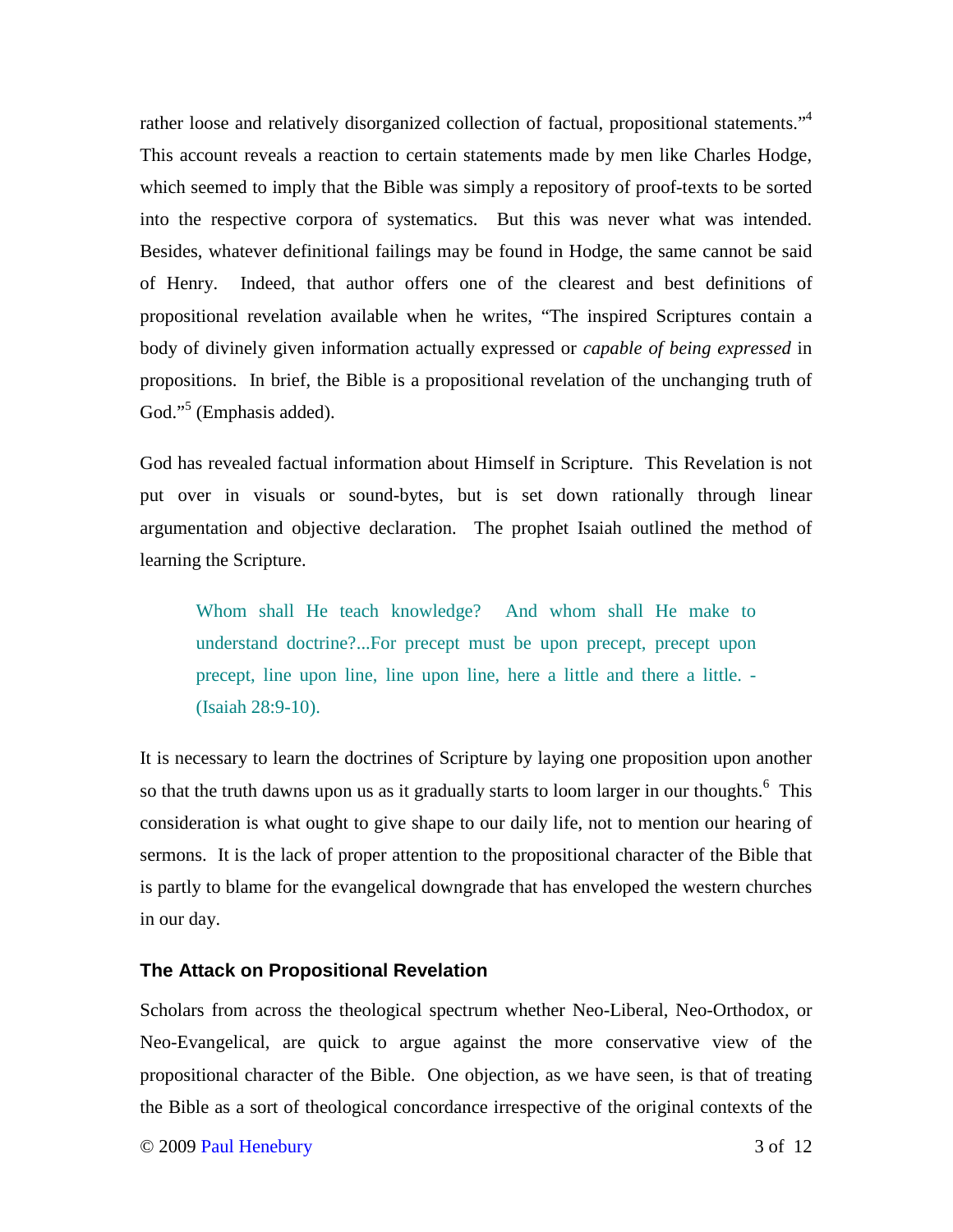rather loose and relatively disorganized collection of factual, propositional statements."[4] This account reveals a reaction to certain statements made by men like Charles Hodge, which seemed to imply that the Bible was simply a repository of proof-texts to be sorted into the respective corpora of systematics. But this was never what was intended. Besides, whatever definitional failings may be found in Hodge, the same cannot be said of Henry. Indeed, that author offers one of the clearest and best definitions of propositional revelation available when he writes, "The inspired Scriptures contain a body of divinely given information actually expressed or *capable of being expressed* in propositions. In brief, the Bible is a propositional revelation of the unchanging truth of God."[5] (Emphasis added).

God has revealed factual information about Himself in Scripture. This Revelation is not put over in visuals or sound-bytes, but is set down rationally through linear argumentation and objective declaration. The prophet Isaiah outlined the method of learning the Scripture.

> Whom shall He teach knowledge? And whom shall He make to understand doctrine?...For precept must be upon precept, precept upon precept, line upon line, line upon line, here a little and there a little. - (Isaiah 28:9-10).

It is necessary to learn the doctrines of Scripture by laying one proposition upon another so that the truth dawns upon us as it gradually starts to loom larger in our thoughts.[6] This consideration is what ought to give shape to our daily life, not to mention our hearing of sermons. It is the lack of proper attention to the propositional character of the Bible that is partly to blame for the evangelical downgrade that has enveloped the western churches in our day.

### The Attack on Propositional Revelation

Scholars from across the theological spectrum whether Neo-Liberal, Neo-Orthodox, or Neo-Evangelical, are quick to argue against the more conservative view of the propositional character of the Bible. One objection, as we have seen, is that of treating the Bible as a sort of theological concordance irrespective of the original contexts of the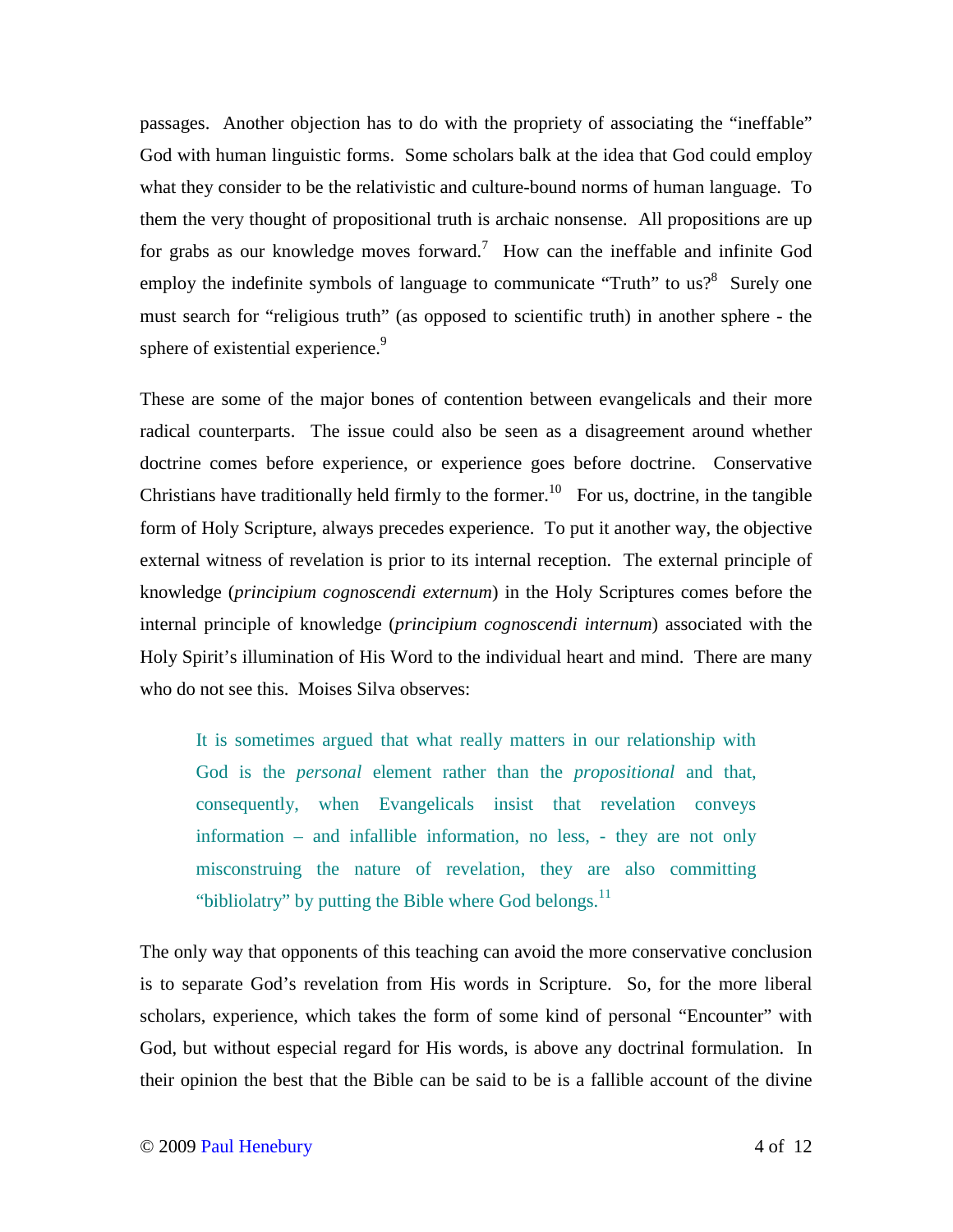passages. Another objection has to do with the propriety of associating the "ineffable" God with human linguistic forms. Some scholars balk at the idea that God could employ what they consider to be the relativistic and culture-bound norms of human language. To them the very thought of propositional truth is archaic nonsense. All propositions are up for grabs as our knowledge moves forward.[7] How can the ineffable and infinite God employ the indefinite symbols of language to communicate "Truth" to us?[8] Surely one must search for "religious truth" (as opposed to scientific truth) in another sphere - the sphere of existential experience.[9]

These are some of the major bones of contention between evangelicals and their more radical counterparts. The issue could also be seen as a disagreement around whether doctrine comes before experience, or experience goes before doctrine. Conservative Christians have traditionally held firmly to the former.[10] For us, doctrine, in the tangible form of Holy Scripture, always precedes experience. To put it another way, the objective external witness of revelation is prior to its internal reception. The external principle of knowledge (*principium cognoscendi externum*) in the Holy Scriptures comes before the internal principle of knowledge (*principium cognoscendi internum*) associated with the Holy Spirit's illumination of His Word to the individual heart and mind. There are many who do not see this. Moises Silva observes:

> It is sometimes argued that what really matters in our relationship with God is the *personal* element rather than the *propositional* and that, consequently, when Evangelicals insist that revelation conveys information – and infallible information, no less, - they are not only misconstruing the nature of revelation, they are also committing "bibliolatry" by putting the Bible where God belongs.[11]

The only way that opponents of this teaching can avoid the more conservative conclusion is to separate God's revelation from His words in Scripture. So, for the more liberal scholars, experience, which takes the form of some kind of personal "Encounter" with God, but without especial regard for His words, is above any doctrinal formulation. In their opinion the best that the Bible can be said to be is a fallible account of the divine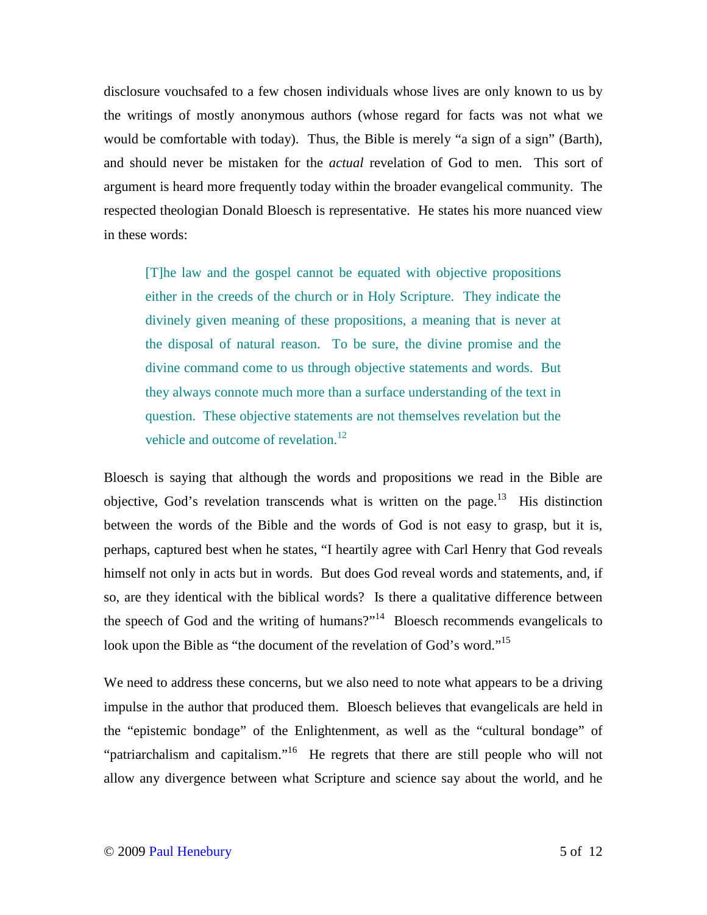disclosure vouchsafed to a few chosen individuals whose lives are only known to us by the writings of mostly anonymous authors (whose regard for facts was not what we would be comfortable with today). Thus, the Bible is merely "a sign of a sign" (Barth), and should never be mistaken for the *actual* revelation of God to men. This sort of argument is heard more frequently today within the broader evangelical community. The respected theologian Donald Bloesch is representative. He states his more nuanced view in these words:

> [T]he law and the gospel cannot be equated with objective propositions either in the creeds of the church or in Holy Scripture. They indicate the divinely given meaning of these propositions, a meaning that is never at the disposal of natural reason. To be sure, the divine promise and the divine command come to us through objective statements and words. But they always connote much more than a surface understanding of the text in question. These objective statements are not themselves revelation but the vehicle and outcome of revelation.[12]

Bloesch is saying that although the words and propositions we read in the Bible are objective, God's revelation transcends what is written on the page.[13] His distinction between the words of the Bible and the words of God is not easy to grasp, but it is, perhaps, captured best when he states, "I heartily agree with Carl Henry that God reveals himself not only in acts but in words. But does God reveal words and statements, and, if so, are they identical with the biblical words? Is there a qualitative difference between the speech of God and the writing of humans?"[14] Bloesch recommends evangelicals to look upon the Bible as "the document of the revelation of God's word."[15]

We need to address these concerns, but we also need to note what appears to be a driving impulse in the author that produced them. Bloesch believes that evangelicals are held in the "epistemic bondage" of the Enlightenment, as well as the "cultural bondage" of "patriarchalism and capitalism."[16] He regrets that there are still people who will not allow any divergence between what Scripture and science say about the world, and he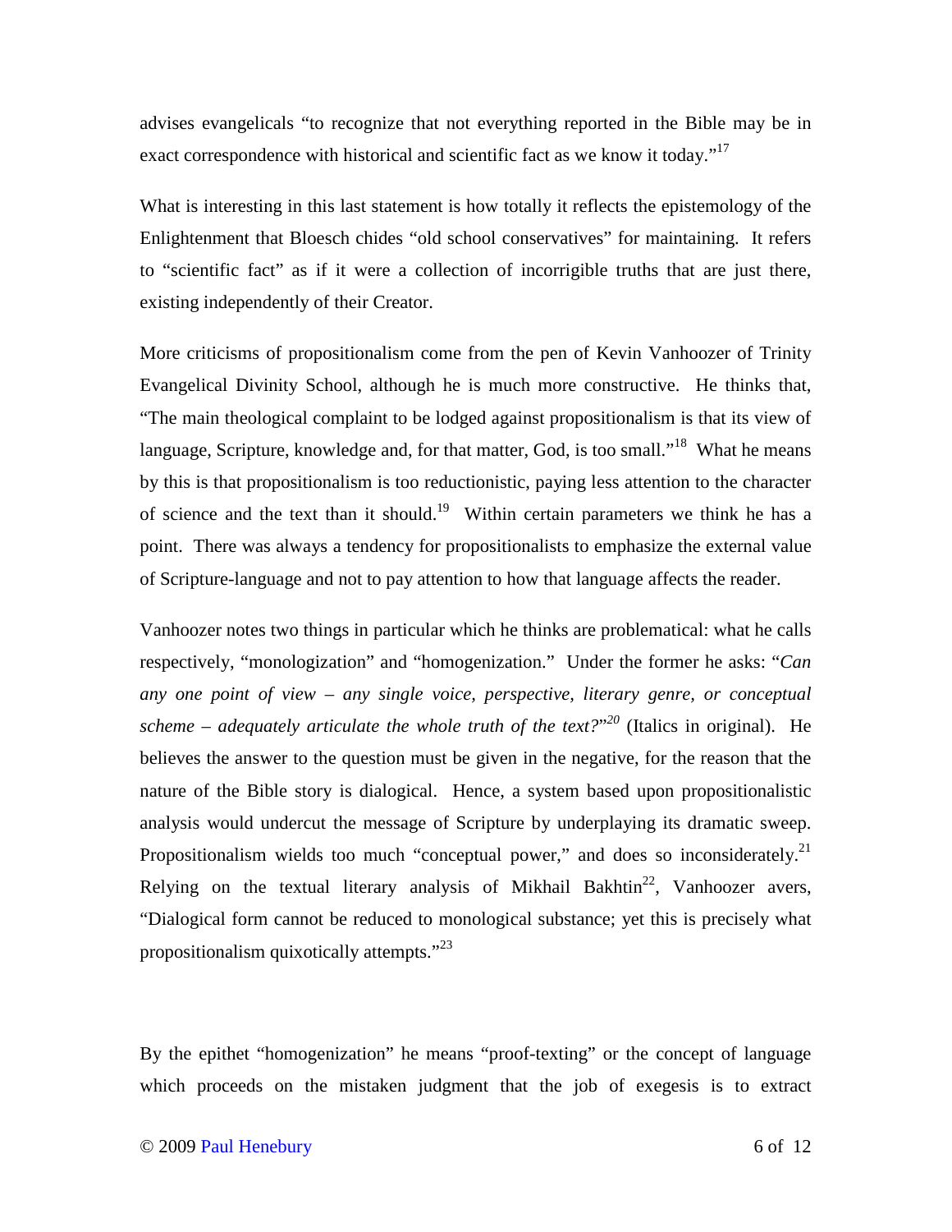advises evangelicals "to recognize that not everything reported in the Bible may be in exact correspondence with historical and scientific fact as we know it today."[17]

What is interesting in this last statement is how totally it reflects the epistemology of the Enlightenment that Bloesch chides "old school conservatives" for maintaining. It refers to "scientific fact" as if it were a collection of incorrigible truths that are just there, existing independently of their Creator.

More criticisms of propositionalism come from the pen of Kevin Vanhoozer of Trinity Evangelical Divinity School, although he is much more constructive. He thinks that, "The main theological complaint to be lodged against propositionalism is that its view of language, Scripture, knowledge and, for that matter, God, is too small."[18] What he means by this is that propositionalism is too reductionistic, paying less attention to the character of science and the text than it should.[19] Within certain parameters we think he has a point. There was always a tendency for propositionalists to emphasize the external value of Scripture-language and not to pay attention to how that language affects the reader.

Vanhoozer notes two things in particular which he thinks are problematical: what he calls respectively, "monologization" and "homogenization." Under the former he asks: "*Can any one point of view – any single voice, perspective, literary genre, or conceptual scheme – adequately articulate the whole truth of the text?*"[20] (Italics in original). He believes the answer to the question must be given in the negative, for the reason that the nature of the Bible story is dialogical. Hence, a system based upon propositionalistic analysis would undercut the message of Scripture by underplaying its dramatic sweep. Propositionalism wields too much "conceptual power," and does so inconsiderately.[21] Relying on the textual literary analysis of Mikhail Bakhtin[22], Vanhoozer avers, "Dialogical form cannot be reduced to monological substance; yet this is precisely what propositionalism quixotically attempts."[23]

By the epithet "homogenization" he means "proof-texting" or the concept of language which proceeds on the mistaken judgment that the job of exegesis is to extract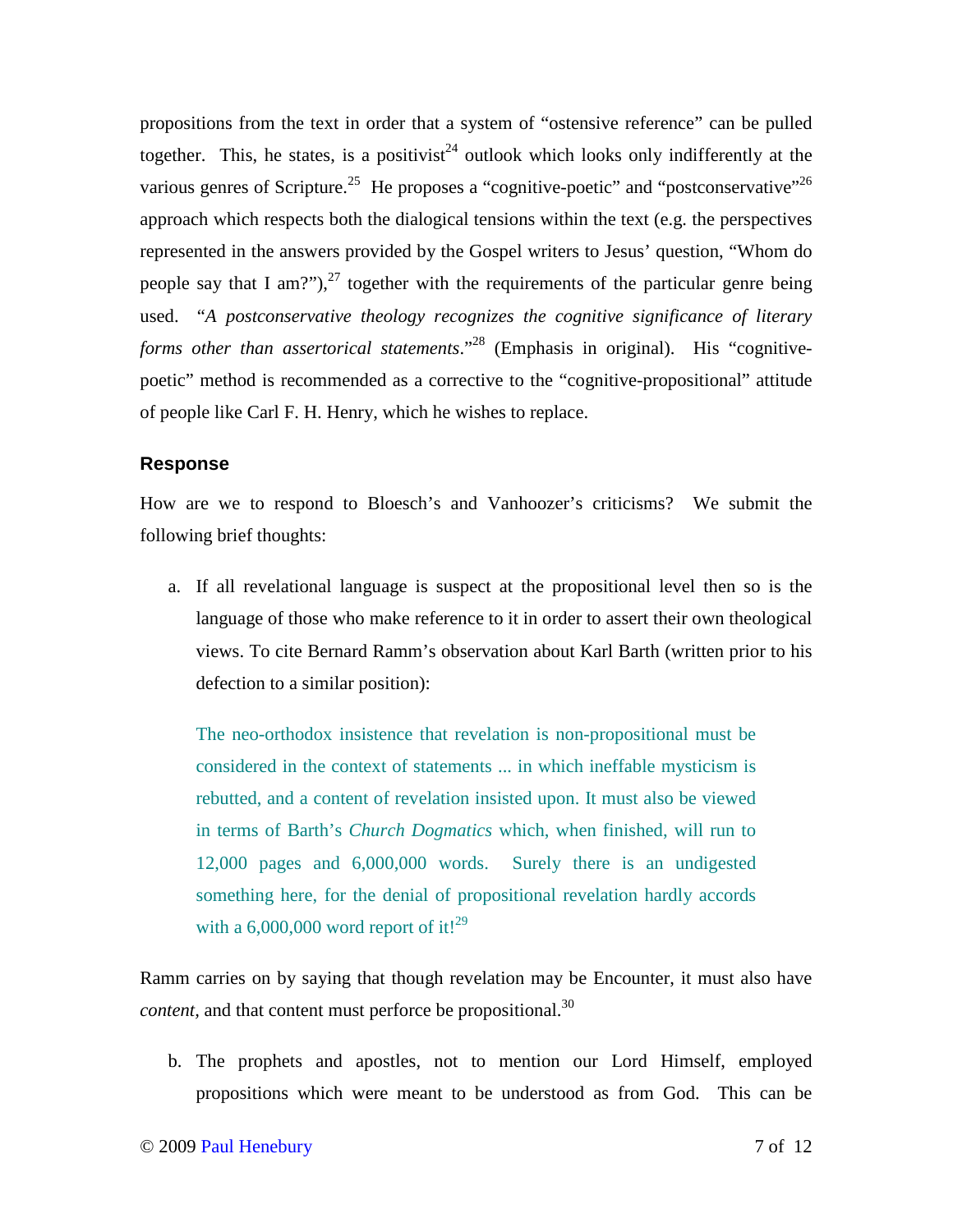propositions from the text in order that a system of "ostensive reference" can be pulled together. This, he states, is a positivist[24] outlook which looks only indifferently at the various genres of Scripture.[25] He proposes a "cognitive-poetic" and "postconservative"[26] approach which respects both the dialogical tensions within the text (e.g. the perspectives represented in the answers provided by the Gospel writers to Jesus' question, "Whom do people say that I am?"),[27] together with the requirements of the particular genre being used. "*A postconservative theology recognizes the cognitive significance of literary forms other than assertorical statements*."[28] (Emphasis in original). His "cognitive-poetic" method is recommended as a corrective to the "cognitive-propositional" attitude of people like Carl F. H. Henry, which he wishes to replace.

### Response

How are we to respond to Bloesch's and Vanhoozer's criticisms? We submit the following brief thoughts:

a. If all revelational language is suspect at the propositional level then so is the language of those who make reference to it in order to assert their own theological views. To cite Bernard Ramm's observation about Karl Barth (written prior to his defection to a similar position):

> The neo-orthodox insistence that revelation is non-propositional must be considered in the context of statements ... in which ineffable mysticism is rebutted, and a content of revelation insisted upon. It must also be viewed in terms of Barth's *Church Dogmatics* which, when finished, will run to 12,000 pages and 6,000,000 words. Surely there is an undigested something here, for the denial of propositional revelation hardly accords with a 6,000,000 word report of it![29]

Ramm carries on by saying that though revelation may be Encounter, it must also have *content*, and that content must perforce be propositional.[30]

b. The prophets and apostles, not to mention our Lord Himself, employed propositions which were meant to be understood as from God. This can be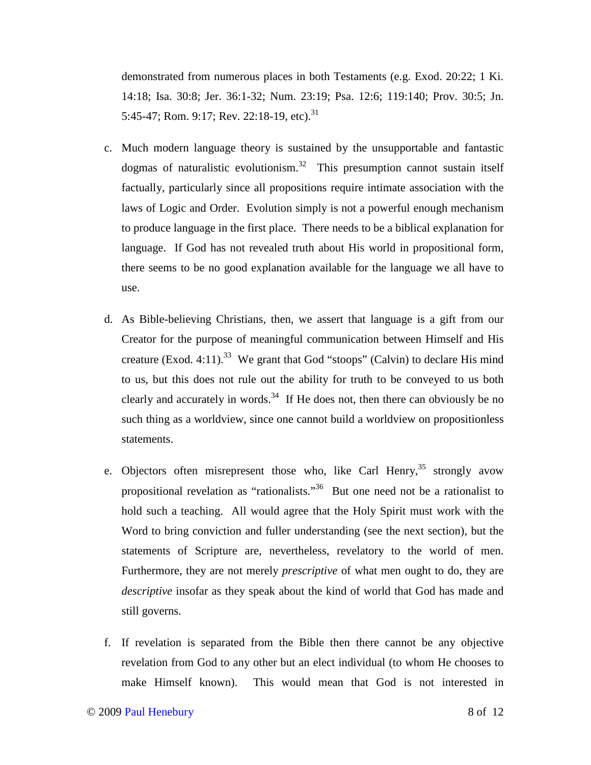demonstrated from numerous places in both Testaments (e.g. Exod. 20:22; 1 Ki. 14:18; Isa. 30:8; Jer. 36:1-32; Num. 23:19; Psa. 12:6; 119:140; Prov. 30:5; Jn. 5:45-47; Rom. 9:17; Rev. 22:18-19, etc).[31]

c. Much modern language theory is sustained by the unsupportable and fantastic dogmas of naturalistic evolutionism.[32] This presumption cannot sustain itself factually, particularly since all propositions require intimate association with the laws of Logic and Order. Evolution simply is not a powerful enough mechanism to produce language in the first place. There needs to be a biblical explanation for language. If God has not revealed truth about His world in propositional form, there seems to be no good explanation available for the language we all have to use.

d. As Bible-believing Christians, then, we assert that language is a gift from our Creator for the purpose of meaningful communication between Himself and His creature (Exod. 4:11).[33] We grant that God "stoops" (Calvin) to declare His mind to us, but this does not rule out the ability for truth to be conveyed to us both clearly and accurately in words.[34] If He does not, then there can obviously be no such thing as a worldview, since one cannot build a worldview on propositionless statements.

e. Objectors often misrepresent those who, like Carl Henry,[35] strongly avow propositional revelation as "rationalists."[36] But one need not be a rationalist to hold such a teaching. All would agree that the Holy Spirit must work with the Word to bring conviction and fuller understanding (see the next section), but the statements of Scripture are, nevertheless, revelatory to the world of men. Furthermore, they are not merely *prescriptive* of what men ought to do, they are *descriptive* insofar as they speak about the kind of world that God has made and still governs.

f. If revelation is separated from the Bible then there cannot be any objective revelation from God to any other but an elect individual (to whom He chooses to make Himself known). This would mean that God is not interested in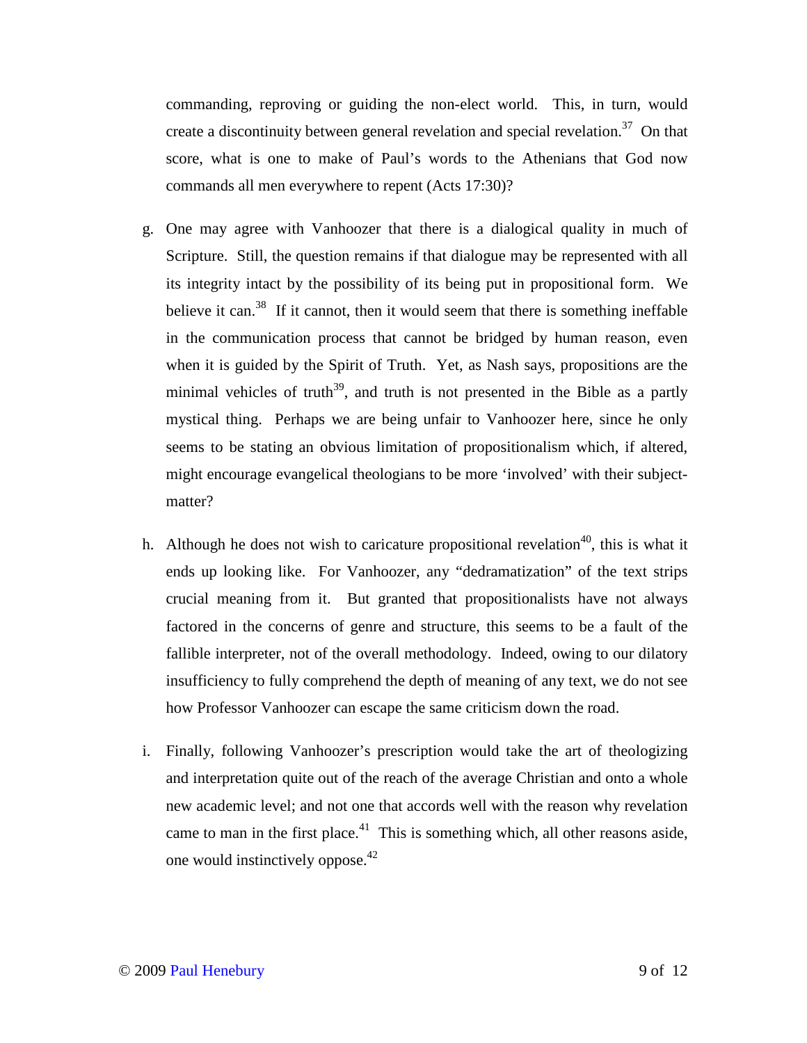commanding, reproving or guiding the non-elect world. This, in turn, would create a discontinuity between general revelation and special revelation.[37] On that score, what is one to make of Paul's words to the Athenians that God now commands all men everywhere to repent (Acts 17:30)?

g. One may agree with Vanhoozer that there is a dialogical quality in much of Scripture. Still, the question remains if that dialogue may be represented with all its integrity intact by the possibility of its being put in propositional form. We believe it can.[38] If it cannot, then it would seem that there is something ineffable in the communication process that cannot be bridged by human reason, even when it is guided by the Spirit of Truth. Yet, as Nash says, propositions are the minimal vehicles of truth[39], and truth is not presented in the Bible as a partly mystical thing. Perhaps we are being unfair to Vanhoozer here, since he only seems to be stating an obvious limitation of propositionalism which, if altered, might encourage evangelical theologians to be more 'involved' with their subject-matter?

h. Although he does not wish to caricature propositional revelation[40], this is what it ends up looking like. For Vanhoozer, any "dedramatization" of the text strips crucial meaning from it. But granted that propositionalists have not always factored in the concerns of genre and structure, this seems to be a fault of the fallible interpreter, not of the overall methodology. Indeed, owing to our dilatory insufficiency to fully comprehend the depth of meaning of any text, we do not see how Professor Vanhoozer can escape the same criticism down the road.

i. Finally, following Vanhoozer's prescription would take the art of theologizing and interpretation quite out of the reach of the average Christian and onto a whole new academic level; and not one that accords well with the reason why revelation came to man in the first place.[41] This is something which, all other reasons aside, one would instinctively oppose.[42]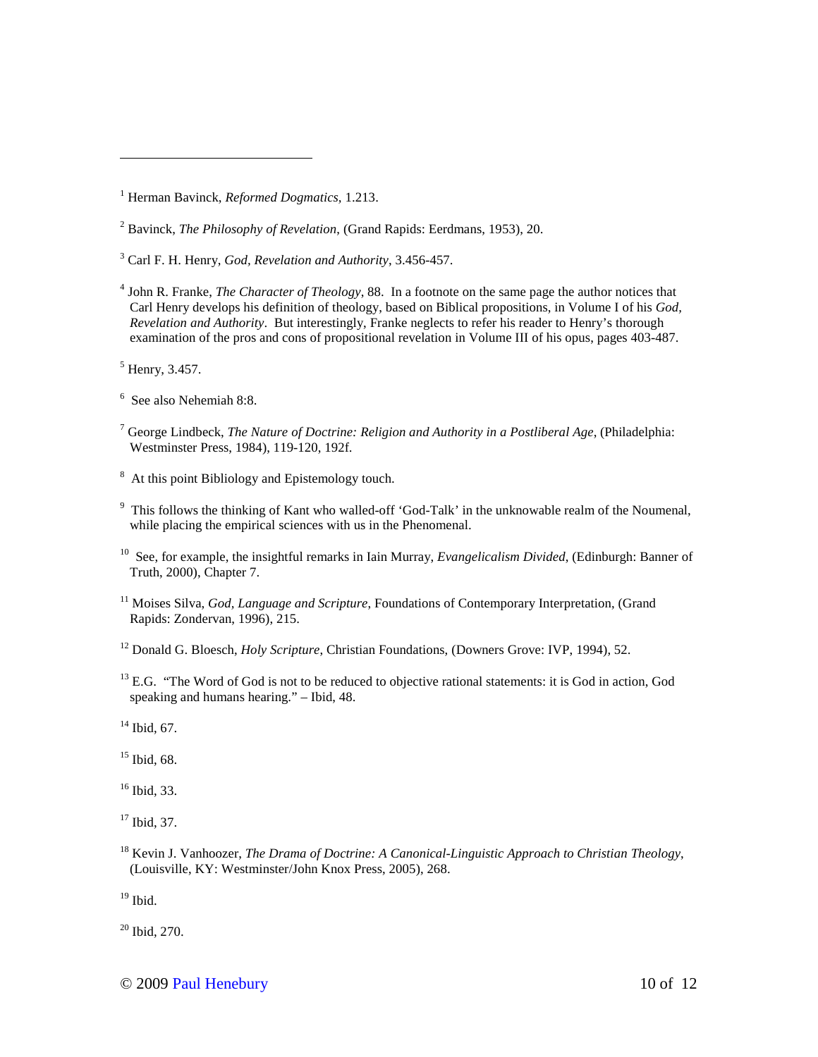[1] Herman Bavinck, *Reformed Dogmatics*, 1.213.

[2] Bavinck, *The Philosophy of Revelation*, (Grand Rapids: Eerdmans, 1953), 20.

[3] Carl F. H. Henry, *God, Revelation and Authority*, 3.456-457.

[4] John R. Franke, *The Character of Theology*, 88. In a footnote on the same page the author notices that Carl Henry develops his definition of theology, based on Biblical propositions, in Volume I of his *God, Revelation and Authority*. But interestingly, Franke neglects to refer his reader to Henry's thorough examination of the pros and cons of propositional revelation in Volume III of his opus, pages 403-487.

[5] Henry, 3.457.

[6] See also Nehemiah 8:8.

[7] George Lindbeck, *The Nature of Doctrine: Religion and Authority in a Postliberal Age*, (Philadelphia: Westminster Press, 1984), 119-120, 192f.

[8] At this point Bibliology and Epistemology touch.

[9] This follows the thinking of Kant who walled-off 'God-Talk' in the unknowable realm of the Noumenal, while placing the empirical sciences with us in the Phenomenal.

[10] See, for example, the insightful remarks in Iain Murray, *Evangelicalism Divided*, (Edinburgh: Banner of Truth, 2000), Chapter 7.

[11] Moises Silva, *God, Language and Scripture*, Foundations of Contemporary Interpretation, (Grand Rapids: Zondervan, 1996), 215.

[12] Donald G. Bloesch, *Holy Scripture*, Christian Foundations, (Downers Grove: IVP, 1994), 52.

[13] E.G. "The Word of God is not to be reduced to objective rational statements: it is God in action, God speaking and humans hearing." – Ibid, 48.

[14] Ibid, 67.

[15] Ibid, 68.

[16] Ibid, 33.

[17] Ibid, 37.

[18] Kevin J. Vanhoozer, *The Drama of Doctrine: A Canonical-Linguistic Approach to Christian Theology*, (Louisville, KY: Westminster/John Knox Press, 2005), 268.

[19] Ibid.

[20] Ibid, 270.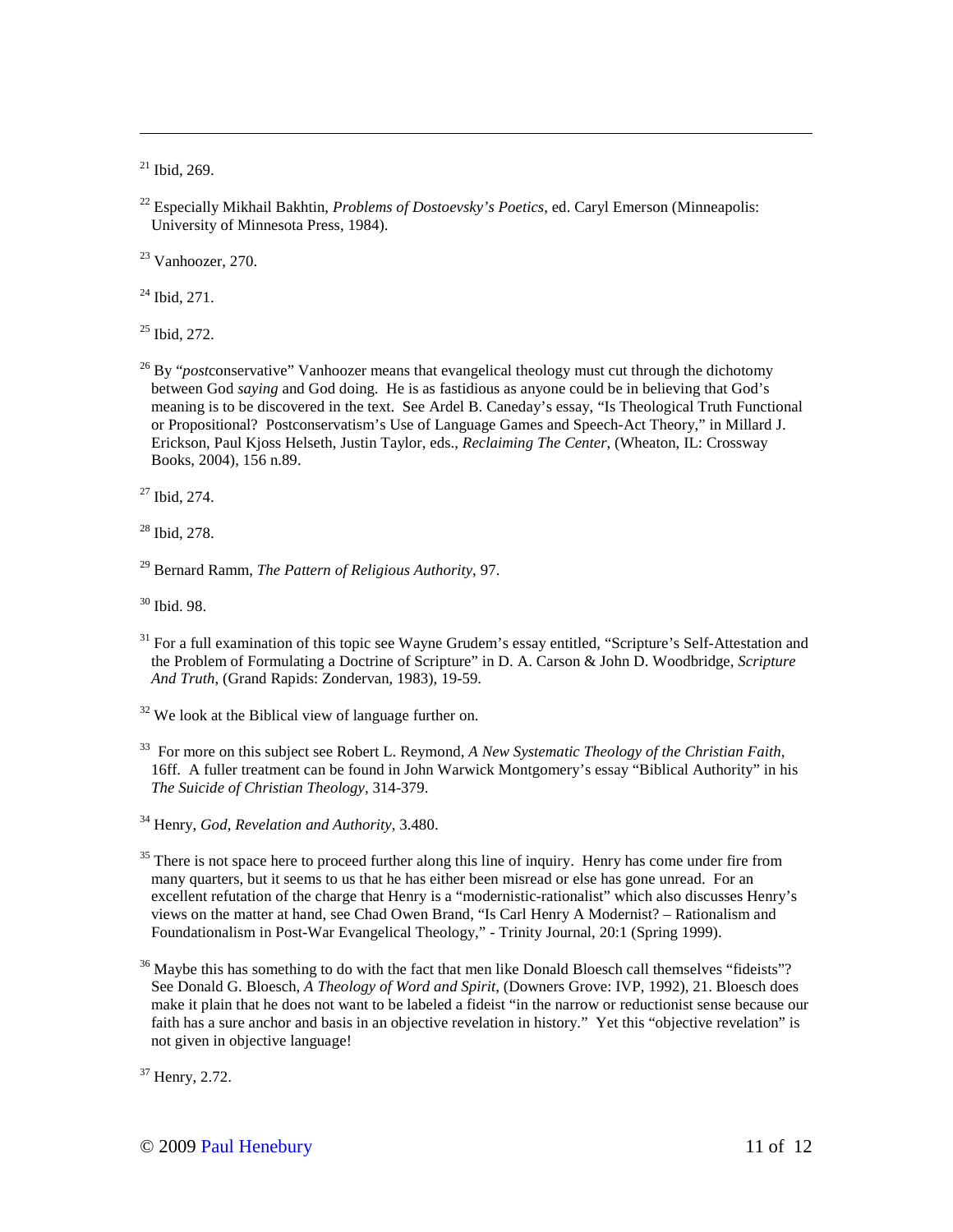[21] Ibid, 269.

[22] Especially Mikhail Bakhtin, *Problems of Dostoevsky's Poetics*, ed. Caryl Emerson (Minneapolis: University of Minnesota Press, 1984).

[23] Vanhoozer, 270.

[24] Ibid, 271.

[25] Ibid, 272.

[26] By "*post*conservative" Vanhoozer means that evangelical theology must cut through the dichotomy between God *saying* and God doing. He is as fastidious as anyone could be in believing that God's meaning is to be discovered in the text. See Ardel B. Caneday's essay, "Is Theological Truth Functional or Propositional? Postconservatism's Use of Language Games and Speech-Act Theory," in Millard J. Erickson, Paul Kjoss Helseth, Justin Taylor, eds., *Reclaiming The Center*, (Wheaton, IL: Crossway Books, 2004), 156 n.89.

[27] Ibid, 274.

[28] Ibid, 278.

[29] Bernard Ramm, *The Pattern of Religious Authority*, 97.

[30] Ibid. 98.

[31] For a full examination of this topic see Wayne Grudem's essay entitled, "Scripture's Self-Attestation and the Problem of Formulating a Doctrine of Scripture" in D. A. Carson & John D. Woodbridge, *Scripture And Truth*, (Grand Rapids: Zondervan, 1983), 19-59.

[32] We look at the Biblical view of language further on.

[33] For more on this subject see Robert L. Reymond, *A New Systematic Theology of the Christian Faith*, 16ff. A fuller treatment can be found in John Warwick Montgomery's essay "Biblical Authority" in his *The Suicide of Christian Theology*, 314-379.

[34] Henry, *God, Revelation and Authority*, 3.480.

[35] There is not space here to proceed further along this line of inquiry. Henry has come under fire from many quarters, but it seems to us that he has either been misread or else has gone unread. For an excellent refutation of the charge that Henry is a "modernistic-rationalist" which also discusses Henry's views on the matter at hand, see Chad Owen Brand, "Is Carl Henry A Modernist? – Rationalism and Foundationalism in Post-War Evangelical Theology," - Trinity Journal, 20:1 (Spring 1999).

[36] Maybe this has something to do with the fact that men like Donald Bloesch call themselves "fideists"? See Donald G. Bloesch, *A Theology of Word and Spirit*, (Downers Grove: IVP, 1992), 21. Bloesch does make it plain that he does not want to be labeled a fideist "in the narrow or reductionist sense because our faith has a sure anchor and basis in an objective revelation in history." Yet this "objective revelation" is not given in objective language!

[37] Henry, 2.72.

© 2009 Paul Henebury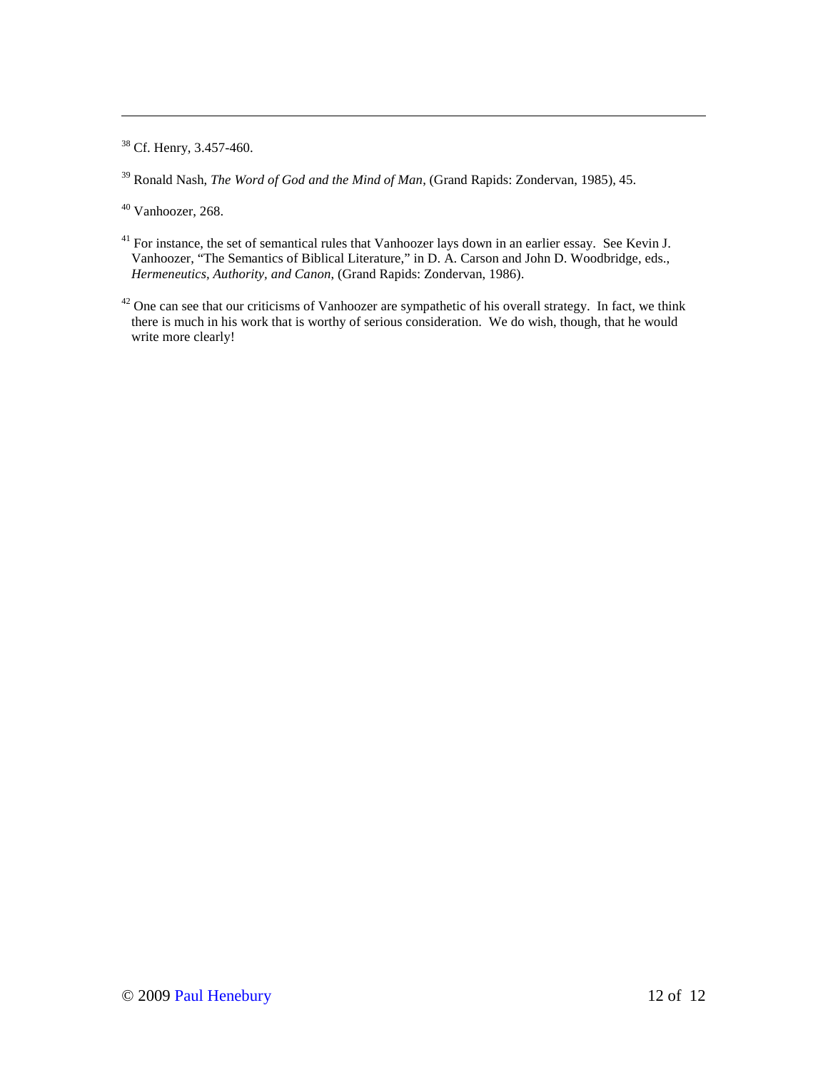[38] Cf. Henry, 3.457-460.

[39] Ronald Nash, *The Word of God and the Mind of Man*, (Grand Rapids: Zondervan, 1985), 45.

[40] Vanhoozer, 268.

[41] For instance, the set of semantical rules that Vanhoozer lays down in an earlier essay. See Kevin J. Vanhoozer, "The Semantics of Biblical Literature," in D. A. Carson and John D. Woodbridge, eds., *Hermeneutics, Authority, and Canon*, (Grand Rapids: Zondervan, 1986).

[42] One can see that our criticisms of Vanhoozer are sympathetic of his overall strategy. In fact, we think there is much in his work that is worthy of serious consideration. We do wish, though, that he would write more clearly!